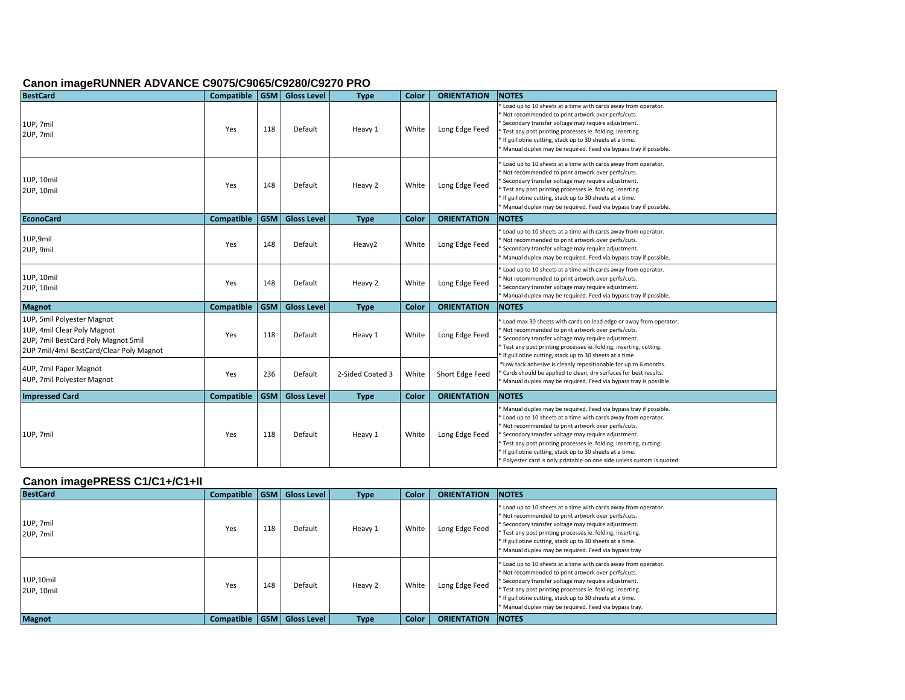## Canon imageRUNNER ADVANCE C9075/C9065/C9280/C9270 PRO

| BestCard | Compatible | GSM | Gloss Level | Type | Color | ORIENTATION | NOTES |
|---|---|---|---|---|---|---|---|
| 1UP, 7mil<br>2UP, 7mil | Yes | 118 | Default | Heavy 1 | White | Long Edge Feed | * Load up to 10 sheets at a time with cards away from operator.<br>* Not recommended to print artwork over perfs/cuts.<br>* Secondary transfer voltage may require adjustment.<br>* Test any post printing processes ie. folding, inserting.<br>* If guillotine cutting, stack up to 30 sheets at a time.<br>* Manual duplex may be required. Feed via bypass tray if possible. |
| 1UP, 10mil<br>2UP, 10mil | Yes | 148 | Default | Heavy 2 | White | Long Edge Feed | * Load up to 10 sheets at a time with cards away from operator.<br>* Not recommended to print artwork over perfs/cuts.<br>* Secondary transfer voltage may require adjustment.<br>* Test any post printing processes ie. folding, inserting.<br>* If guillotine cutting, stack up to 30 sheets at a time.<br>* Manual duplex may be required. Feed via bypass tray if possible. |
| **EconoCard** | **Compatible** | **GSM** | **Gloss Level** | **Type** | **Color** | **ORIENTATION** | **NOTES** |
| 1UP,9mil<br>2UP, 9mil | Yes | 148 | Default | Heavy2 | White | Long Edge Feed | * Load up to 10 sheets at a time with cards away from operator.<br>* Not recommended to print artwork over perfs/cuts.<br>* Secondary transfer voltage may require adjustment.<br>* Manual duplex may be required. Feed via bypass tray if possible. |
| 1UP, 10mil<br>2UP, 10mil | Yes | 148 | Default | Heavy 2 | White | Long Edge Feed | * Load up to 10 sheets at a time with cards away from operator.<br>* Not recommended to print artwork over perfs/cuts.<br>* Secondary transfer voltage may require adjustment.<br>* Manual duplex may be required. Feed via bypass tray if possible. |
| **Magnot** | **Compatible** | **GSM** | **Gloss Level** | **Type** | **Color** | **ORIENTATION** | **NOTES** |
| 1UP, 5mil Polyester Magnot<br>1UP, 4mil Clear Poly Magnot<br>2UP, 7mil BestCard Poly Magnot 5mil<br>2UP 7mil/4mil BestCard/Clear Poly Magnot | Yes | 118 | Default | Heavy 1 | White | Long Edge Feed | * Load max 30 sheets with cards on lead edge or away from operator.<br>* Not recommended to print artwork over perfs/cuts.<br>* Secondary transfer voltage may require adjustment.<br>* Test any post printing processes ie. folding, inserting, cutting.<br>* If guillotine cutting, stack up to 30 sheets at a time.<br>*Low tack adhesive is cleanly repositionable for up to 6 months.<br>* Cards should be applied to clean, dry surfaces for best results.<br>* Manual duplex may be required. Feed via bypass tray is possible. |
| 4UP, 7mil Paper Magnot<br>4UP, 7mil Polyester Magnot | Yes | 236 | Default | 2-Sided Coated 3 | White | Short Edge Feed | |
| **Impressed Card** | **Compatible** | **GSM** | **Gloss Level** | **Type** | **Color** | **ORIENTATION** | **NOTES** |
| 1UP, 7mil | Yes | 118 | Default | Heavy 1 | White | Long Edge Feed | * Manual duplex may be required. Feed via bypass tray if possible.<br>* Load up to 10 sheets at a time with cards away from operator.<br>* Not recommended to print artwork over perfs/cuts.<br>* Secondary transfer voltage may require adjustment.<br>* Test any post printing processes ie. folding, inserting, cutting.<br>* If guillotine cutting, stack up to 30 sheets at a time.<br>* Polyester card is only printable on one side unless custom is quoted |

## Canon imagePRESS C1/C1+/C1+II

| BestCard | Compatible | GSM | Gloss Level | Type | Color | ORIENTATION | NOTES |
|---|---|---|---|---|---|---|---|
| 1UP, 7mil<br>2UP, 7mil | Yes | 118 | Default | Heavy 1 | White | Long Edge Feed | * Load up to 10 sheets at a time with cards away from operator.<br>* Not recommended to print artwork over perfs/cuts.<br>* Secondary transfer voltage may require adjustment.<br>* Test any post printing processes ie. folding, inserting.<br>* If guillotine cutting, stack up to 30 sheets at a time.<br>* Manual duplex may be required. Feed via bypass tray |
| 1UP,10mil<br>2UP, 10mil | Yes | 148 | Default | Heavy 2 | White | Long Edge Feed | * Load up to 10 sheets at a time with cards away from operator.<br>* Not recommended to print artwork over perfs/cuts.<br>* Secondary transfer voltage may require adjustment.<br>* Test any post printing processes ie. folding, inserting.<br>* If guillotine cutting, stack up to 30 sheets at a time.<br>* Manual duplex may be required. Feed via bypass tray. |
| **Magnot** | **Compatible** | **GSM** | **Gloss Level** | **Type** | **Color** | **ORIENTATION** | **NOTES** |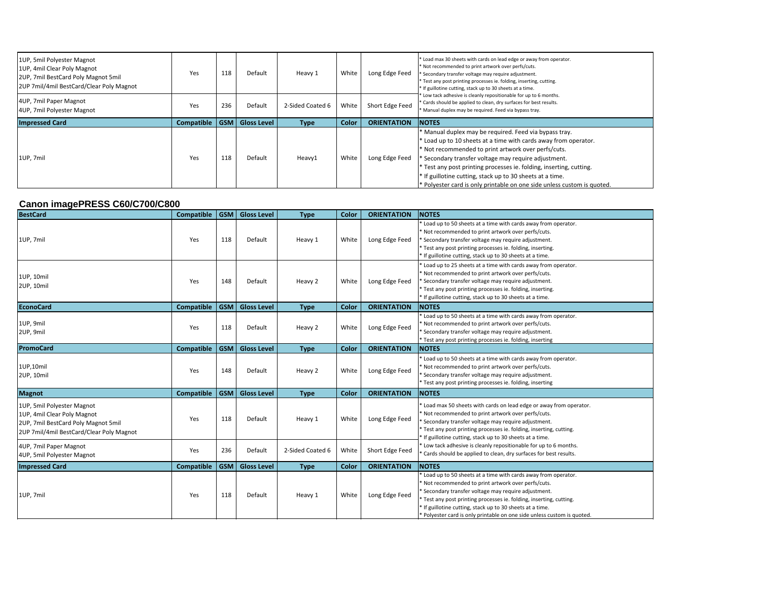| | Compatible | GSM | Gloss Level | Type | Color | ORIENTATION | NOTES |
|---|---|---|---|---|---|---|---|
| 1UP, 5mil Polyester Magnot<br>1UP, 4mil Clear Poly Magnot<br>2UP, 7mil BestCard Poly Magnot 5mil<br>2UP 7mil/4mil BestCard/Clear Poly Magnot | Yes | 118 | Default | Heavy 1 | White | Long Edge Feed | * Load max 30 sheets with cards on lead edge or away from operator.<br>* Not recommended to print artwork over perfs/cuts.<br>* Secondary transfer voltage may require adjustment.<br>* Test any post printing processes ie. folding, inserting, cutting.<br>* If guillotine cutting, stack up to 30 sheets at a time.<br>* Low tack adhesive is cleanly repositionable for up to 6 months.<br>* Cards should be applied to clean, dry surfaces for best results.<br>* Manual duplex may be required. Feed via bypass tray. |
| 4UP, 7mil Paper Magnot<br>4UP, 7mil Polyester Magnot | Yes | 236 | Default | 2-Sided Coated 6 | White | Short Edge Feed | |

| Impressed Card | Compatible | GSM | Gloss Level | Type | Color | ORIENTATION | NOTES |
|---|---|---|---|---|---|---|---|
| 1UP, 7mil | Yes | 118 | Default | Heavy1 | White | Long Edge Feed | * Manual duplex may be required. Feed via bypass tray.<br>* Load up to 10 sheets at a time with cards away from operator.<br>* Not recommended to print artwork over perfs/cuts.<br>* Secondary transfer voltage may require adjustment.<br>* Test any post printing processes ie. folding, inserting, cutting.<br>* If guillotine cutting, stack up to 30 sheets at a time.<br>* Polyester card is only printable on one side unless custom is quoted. |

## Canon imagePRESS C60/C700/C800

| BestCard | Compatible | GSM | Gloss Level | Type | Color | ORIENTATION | NOTES |
|---|---|---|---|---|---|---|---|
| 1UP, 7mil | Yes | 118 | Default | Heavy 1 | White | Long Edge Feed | * Load up to 50 sheets at a time with cards away from operator.<br>* Not recommended to print artwork over perfs/cuts.<br>* Secondary transfer voltage may require adjustment.<br>* Test any post printing processes ie. folding, inserting.<br>* If guillotine cutting, stack up to 30 sheets at a time. |
| 1UP, 10mil<br>2UP, 10mil | Yes | 148 | Default | Heavy 2 | White | Long Edge Feed | * Load up to 25 sheets at a time with cards away from operator.<br>* Not recommended to print artwork over perfs/cuts.<br>* Secondary transfer voltage may require adjustment.<br>* Test any post printing processes ie. folding, inserting.<br>* If guillotine cutting, stack up to 30 sheets at a time. |

| EconoCard | Compatible | GSM | Gloss Level | Type | Color | ORIENTATION | NOTES |
|---|---|---|---|---|---|---|---|
| 1UP, 9mil<br>2UP, 9mil | Yes | 118 | Default | Heavy 2 | White | Long Edge Feed | * Load up to 50 sheets at a time with cards away from operator.<br>* Not recommended to print artwork over perfs/cuts.<br>* Secondary transfer voltage may require adjustment.<br>* Test any post printing processes ie. folding, inserting |

| PromoCard | Compatible | GSM | Gloss Level | Type | Color | ORIENTATION | NOTES |
|---|---|---|---|---|---|---|---|
| 1UP,10mil<br>2UP, 10mil | Yes | 148 | Default | Heavy 2 | White | Long Edge Feed | * Load up to 50 sheets at a time with cards away from operator.<br>* Not recommended to print artwork over perfs/cuts.<br>* Secondary transfer voltage may require adjustment.<br>* Test any post printing processes ie. folding, inserting |

| Magnot | Compatible | GSM | Gloss Level | Type | Color | ORIENTATION | NOTES |
|---|---|---|---|---|---|---|---|
| 1UP, 5mil Polyester Magnot<br>1UP, 4mil Clear Poly Magnot<br>2UP, 7mil BestCard Poly Magnot 5mil<br>2UP 7mil/4mil BestCard/Clear Poly Magnot | Yes | 118 | Default | Heavy 1 | White | Long Edge Feed | * Load max 50 sheets with cards on lead edge or away from operator.<br>* Not recommended to print artwork over perfs/cuts.<br>* Secondary transfer voltage may require adjustment.<br>* Test any post printing processes ie. folding, inserting, cutting.<br>* If guillotine cutting, stack up to 30 sheets at a time.<br>* Low tack adhesive is cleanly repositionable for up to 6 months.<br>* Cards should be applied to clean, dry surfaces for best results. |
| 4UP, 7mil Paper Magnot<br>4UP, 5mil Polyester Magnot | Yes | 236 | Default | 2-Sided Coated 6 | White | Short Edge Feed | |

| Impressed Card | Compatible | GSM | Gloss Level | Type | Color | ORIENTATION | NOTES |
|---|---|---|---|---|---|---|---|
| 1UP, 7mil | Yes | 118 | Default | Heavy 1 | White | Long Edge Feed | * Load up to 50 sheets at a time with cards away from operator.<br>* Not recommended to print artwork over perfs/cuts.<br>* Secondary transfer voltage may require adjustment.<br>* Test any post printing processes ie. folding, inserting, cutting.<br>* If guillotine cutting, stack up to 30 sheets at a time.<br>* Polyester card is only printable on one side unless custom is quoted. |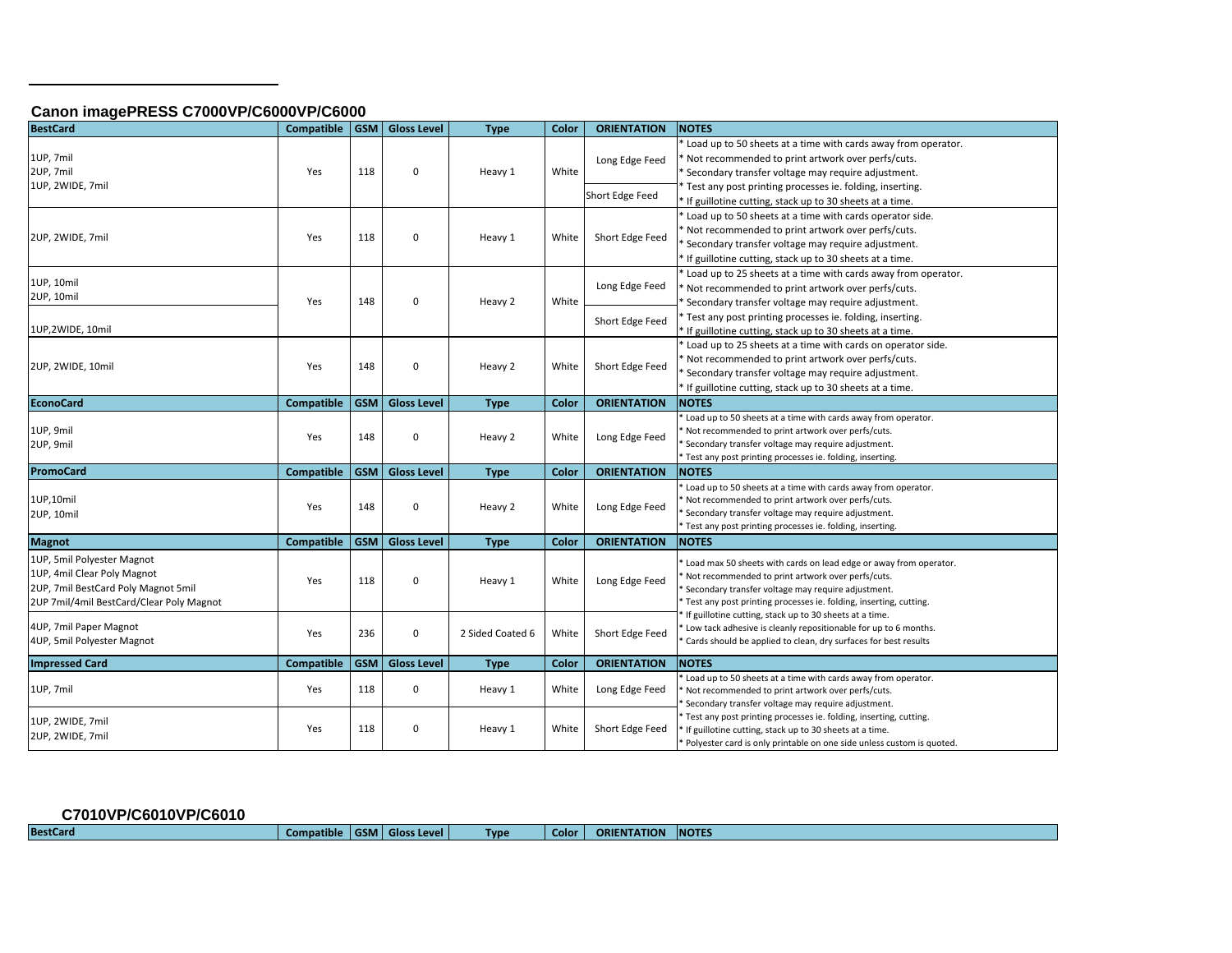## Canon imagePRESS C7000VP/C6000VP/C6000

| BestCard | Compatible | GSM | Gloss Level | Type | Color | ORIENTATION | NOTES |
|---|---|---|---|---|---|---|---|
| 1UP, 7mil<br>2UP, 7mil<br>1UP, 2WIDE, 7mil | Yes | 118 | 0 | Heavy 1 | White | Long Edge Feed<br>Short Edge Feed | * Load up to 50 sheets at a time with cards away from operator.<br>* Not recommended to print artwork over perfs/cuts.<br>* Secondary transfer voltage may require adjustment.<br>* Test any post printing processes ie. folding, inserting.<br>* If guillotine cutting, stack up to 30 sheets at a time. |
| 2UP, 2WIDE, 7mil | Yes | 118 | 0 | Heavy 1 | White | Short Edge Feed | * Load up to 50 sheets at a time with cards operator side.<br>* Not recommended to print artwork over perfs/cuts.<br>* Secondary transfer voltage may require adjustment.<br>* If guillotine cutting, stack up to 30 sheets at a time. |
| 1UP, 10mil<br>2UP, 10mil<br>1UP,2WIDE, 10mil | Yes | 148 | 0 | Heavy 2 | White | Long Edge Feed<br>Short Edge Feed | * Load up to 25 sheets at a time with cards away from operator.<br>* Not recommended to print artwork over perfs/cuts.<br>* Secondary transfer voltage may require adjustment.<br>* Test any post printing processes ie. folding, inserting.<br>* If guillotine cutting, stack up to 30 sheets at a time. |
| 2UP, 2WIDE, 10mil | Yes | 148 | 0 | Heavy 2 | White | Short Edge Feed | * Load up to 25 sheets at a time with cards on operator side.<br>* Not recommended to print artwork over perfs/cuts.<br>* Secondary transfer voltage may require adjustment.<br>* If guillotine cutting, stack up to 30 sheets at a time. |
| **EconoCard** | **Compatible** | **GSM** | **Gloss Level** | **Type** | **Color** | **ORIENTATION** | **NOTES** |
| 1UP, 9mil<br>2UP, 9mil | Yes | 148 | 0 | Heavy 2 | White | Long Edge Feed | * Load up to 50 sheets at a time with cards away from operator.<br>* Not recommended to print artwork over perfs/cuts.<br>* Secondary transfer voltage may require adjustment.<br>* Test any post printing processes ie. folding, inserting. |
| **PromoCard** | **Compatible** | **GSM** | **Gloss Level** | **Type** | **Color** | **ORIENTATION** | **NOTES** |
| 1UP,10mil<br>2UP, 10mil | Yes | 148 | 0 | Heavy 2 | White | Long Edge Feed | * Load up to 50 sheets at a time with cards away from operator.<br>* Not recommended to print artwork over perfs/cuts.<br>* Secondary transfer voltage may require adjustment.<br>* Test any post printing processes ie. folding, inserting. |
| **Magnot** | **Compatible** | **GSM** | **Gloss Level** | **Type** | **Color** | **ORIENTATION** | **NOTES** |
| 1UP, 5mil Polyester Magnot<br>1UP, 4mil Clear Poly Magnot<br>2UP, 7mil BestCard Poly Magnot 5mil<br>2UP 7mil/4mil BestCard/Clear Poly Magnot | Yes | 118 | 0 | Heavy 1 | White | Long Edge Feed | * Load max 50 sheets with cards on lead edge or away from operator.<br>* Not recommended to print artwork over perfs/cuts.<br>* Secondary transfer voltage may require adjustment.<br>* Test any post printing processes ie. folding, inserting, cutting.<br>* If guillotine cutting, stack up to 30 sheets at a time.<br>* Low tack adhesive is cleanly repositionable for up to 6 months.<br>* Cards should be applied to clean, dry surfaces for best results |
| 4UP, 7mil Paper Magnot<br>4UP, 5mil Polyester Magnot | Yes | 236 | 0 | 2 Sided Coated 6 | White | Short Edge Feed | |
| **Impressed Card** | **Compatible** | **GSM** | **Gloss Level** | **Type** | **Color** | **ORIENTATION** | **NOTES** |
| 1UP, 7mil | Yes | 118 | 0 | Heavy 1 | White | Long Edge Feed | * Load up to 50 sheets at a time with cards away from operator.<br>* Not recommended to print artwork over perfs/cuts.<br>* Secondary transfer voltage may require adjustment.<br>* Test any post printing processes ie. folding, inserting, cutting.<br>* If guillotine cutting, stack up to 30 sheets at a time.<br>* Polyester card is only printable on one side unless custom is quoted. |
| 1UP, 2WIDE, 7mil<br>2UP, 2WIDE, 7mil | Yes | 118 | 0 | Heavy 1 | White | Short Edge Feed | |

## C7010VP/C6010VP/C6010

| BestCard | Compatible | GSM | Gloss Level | Type | Color | ORIENTATION | NOTES |
|---|---|---|---|---|---|---|---|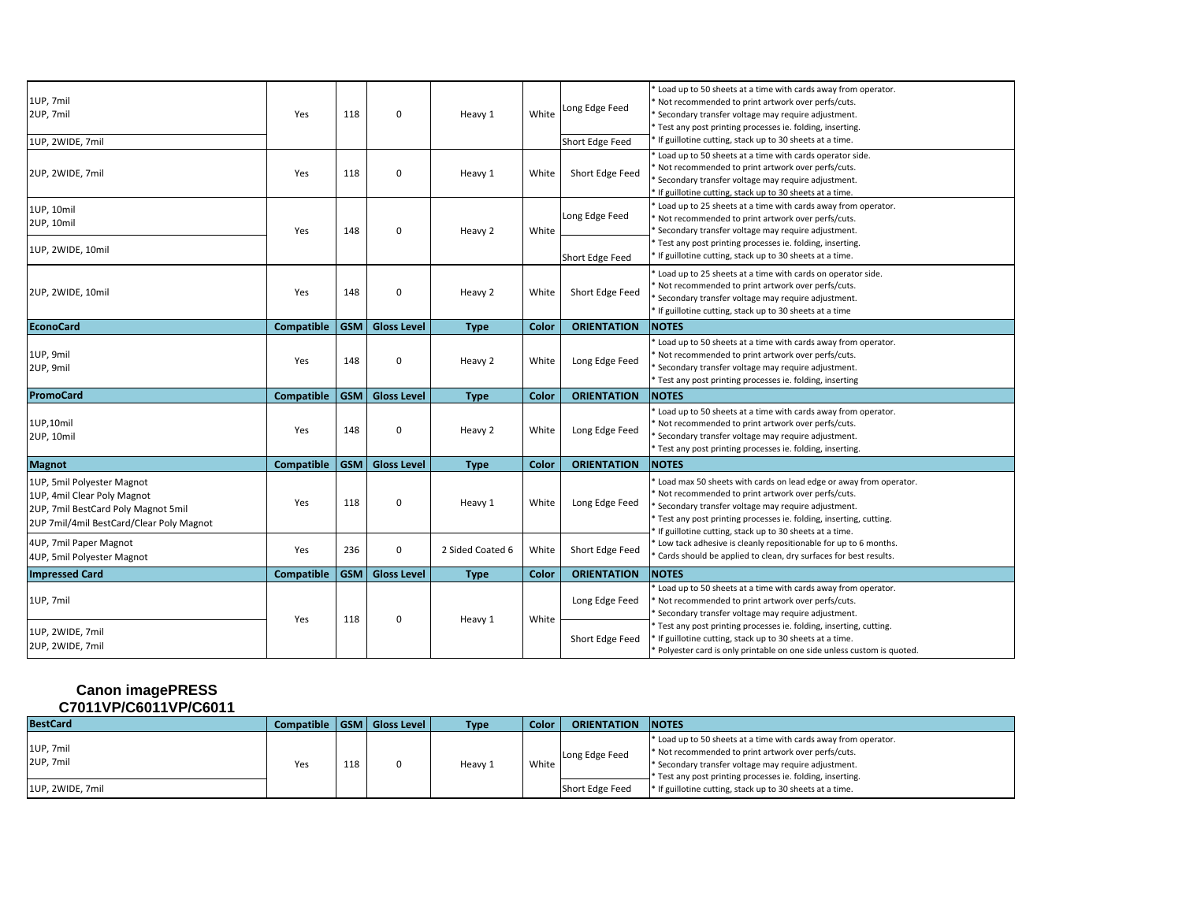| | | | | | | | |
|---|---|---|---|---|---|---|---|
| 1UP, 7mil<br>2UP, 7mil | Yes | 118 | 0 | Heavy 1 | White | Long Edge Feed | * Load up to 50 sheets at a time with cards away from operator.<br>* Not recommended to print artwork over perfs/cuts.<br>* Secondary transfer voltage may require adjustment.<br>* Test any post printing processes ie. folding, inserting.<br>* If guillotine cutting, stack up to 30 sheets at a time. |
| 1UP, 2WIDE, 7mil | | | | | | Short Edge Feed | |
| 2UP, 2WIDE, 7mil | Yes | 118 | 0 | Heavy 1 | White | Short Edge Feed | * Load up to 50 sheets at a time with cards operator side.<br>* Not recommended to print artwork over perfs/cuts.<br>* Secondary transfer voltage may require adjustment.<br>* If guillotine cutting, stack up to 30 sheets at a time. |
| 1UP, 10mil<br>2UP, 10mil | Yes | 148 | 0 | Heavy 2 | White | Long Edge Feed | * Load up to 25 sheets at a time with cards away from operator.<br>* Not recommended to print artwork over perfs/cuts.<br>* Secondary transfer voltage may require adjustment.<br>* Test any post printing processes ie. folding, inserting.<br>* If guillotine cutting, stack up to 30 sheets at a time. |
| 1UP, 2WIDE, 10mil | | | | | | Short Edge Feed | |
| 2UP, 2WIDE, 10mil | Yes | 148 | 0 | Heavy 2 | White | Short Edge Feed | * Load up to 25 sheets at a time with cards on operator side.<br>* Not recommended to print artwork over perfs/cuts.<br>* Secondary transfer voltage may require adjustment.<br>* If guillotine cutting, stack up to 30 sheets at a time |
| **EconoCard** | **Compatible** | **GSM** | **Gloss Level** | **Type** | **Color** | **ORIENTATION** | **NOTES** |
| 1UP, 9mil<br>2UP, 9mil | Yes | 148 | 0 | Heavy 2 | White | Long Edge Feed | * Load up to 50 sheets at a time with cards away from operator.<br>* Not recommended to print artwork over perfs/cuts.<br>* Secondary transfer voltage may require adjustment.<br>* Test any post printing processes ie. folding, inserting |
| **PromoCard** | **Compatible** | **GSM** | **Gloss Level** | **Type** | **Color** | **ORIENTATION** | **NOTES** |
| 1UP,10mil<br>2UP, 10mil | Yes | 148 | 0 | Heavy 2 | White | Long Edge Feed | * Load up to 50 sheets at a time with cards away from operator.<br>* Not recommended to print artwork over perfs/cuts.<br>* Secondary transfer voltage may require adjustment.<br>* Test any post printing processes ie. folding, inserting. |
| **Magnot** | **Compatible** | **GSM** | **Gloss Level** | **Type** | **Color** | **ORIENTATION** | **NOTES** |
| 1UP, 5mil Polyester Magnot<br>1UP, 4mil Clear Poly Magnot<br>2UP, 7mil BestCard Poly Magnot 5mil<br>2UP 7mil/4mil BestCard/Clear Poly Magnot | Yes | 118 | 0 | Heavy 1 | White | Long Edge Feed | * Load max 50 sheets with cards on lead edge or away from operator.<br>* Not recommended to print artwork over perfs/cuts.<br>* Secondary transfer voltage may require adjustment.<br>* Test any post printing processes ie. folding, inserting, cutting.<br>* If guillotine cutting, stack up to 30 sheets at a time.<br>* Low tack adhesive is cleanly repositionable for up to 6 months.<br>* Cards should be applied to clean, dry surfaces for best results. |
| 4UP, 7mil Paper Magnot<br>4UP, 5mil Polyester Magnot | Yes | 236 | 0 | 2 Sided Coated 6 | White | Short Edge Feed | |
| **Impressed Card** | **Compatible** | **GSM** | **Gloss Level** | **Type** | **Color** | **ORIENTATION** | **NOTES** |
| 1UP, 7mil | Yes | 118 | 0 | Heavy 1 | White | Long Edge Feed | * Load up to 50 sheets at a time with cards away from operator.<br>* Not recommended to print artwork over perfs/cuts.<br>* Secondary transfer voltage may require adjustment.<br>* Test any post printing processes ie. folding, inserting, cutting.<br>* If guillotine cutting, stack up to 30 sheets at a time.<br>* Polyester card is only printable on one side unless custom is quoted. |
| 1UP, 2WIDE, 7mil<br>2UP, 2WIDE, 7mil | | | | | | Short Edge Feed | |

## Canon imagePRESS C7011VP/C6011VP/C6011

| BestCard | Compatible | GSM | Gloss Level | Type | Color | ORIENTATION | NOTES |
|---|---|---|---|---|---|---|---|
| 1UP, 7mil<br>2UP, 7mil | Yes | 118 | 0 | Heavy 1 | White | Long Edge Feed | * Load up to 50 sheets at a time with cards away from operator.<br>* Not recommended to print artwork over perfs/cuts.<br>* Secondary transfer voltage may require adjustment.<br>* Test any post printing processes ie. folding, inserting.<br>* If guillotine cutting, stack up to 30 sheets at a time. |
| 1UP, 2WIDE, 7mil | | | | | | Short Edge Feed | |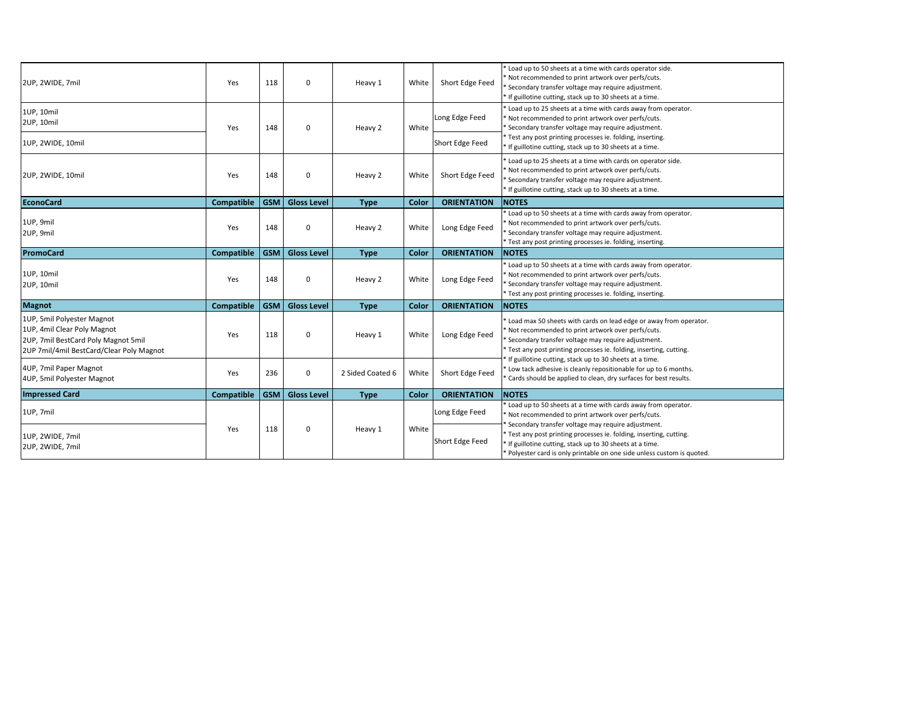| | | | | | | | |
|---|---|---|---|---|---|---|---|
| 2UP, 2WIDE, 7mil | Yes | 118 | 0 | Heavy 1 | White | Short Edge Feed | * Load up to 50 sheets at a time with cards operator side.<br>* Not recommended to print artwork over perfs/cuts.<br>* Secondary transfer voltage may require adjustment.<br>* If guillotine cutting, stack up to 30 sheets at a time. |
| 1UP, 10mil<br>2UP, 10mil | Yes | 148 | 0 | Heavy 2 | White | Long Edge Feed | * Load up to 25 sheets at a time with cards away from operator.<br>* Not recommended to print artwork over perfs/cuts.<br>* Secondary transfer voltage may require adjustment.<br>* Test any post printing processes ie. folding, inserting.<br>* If guillotine cutting, stack up to 30 sheets at a time. |
| 1UP, 2WIDE, 10mil | | | | | | Short Edge Feed | |
| 2UP, 2WIDE, 10mil | Yes | 148 | 0 | Heavy 2 | White | Short Edge Feed | * Load up to 25 sheets at a time with cards on operator side.<br>* Not recommended to print artwork over perfs/cuts.<br>* Secondary transfer voltage may require adjustment.<br>* If guillotine cutting, stack up to 30 sheets at a time. |
| **EconoCard** | **Compatible** | **GSM** | **Gloss Level** | **Type** | **Color** | **ORIENTATION** | **NOTES** |
| 1UP, 9mil<br>2UP, 9mil | Yes | 148 | 0 | Heavy 2 | White | Long Edge Feed | * Load up to 50 sheets at a time with cards away from operator.<br>* Not recommended to print artwork over perfs/cuts.<br>* Secondary transfer voltage may require adjustment.<br>* Test any post printing processes ie. folding, inserting. |
| **PromoCard** | **Compatible** | **GSM** | **Gloss Level** | **Type** | **Color** | **ORIENTATION** | **NOTES** |
| 1UP, 10mil<br>2UP, 10mil | Yes | 148 | 0 | Heavy 2 | White | Long Edge Feed | * Load up to 50 sheets at a time with cards away from operator.<br>* Not recommended to print artwork over perfs/cuts.<br>* Secondary transfer voltage may require adjustment.<br>* Test any post printing processes ie. folding, inserting. |
| **Magnot** | **Compatible** | **GSM** | **Gloss Level** | **Type** | **Color** | **ORIENTATION** | **NOTES** |
| 1UP, 5mil Polyester Magnot<br>1UP, 4mil Clear Poly Magnot<br>2UP, 7mil BestCard Poly Magnot 5mil<br>2UP 7mil/4mil BestCard/Clear Poly Magnot | Yes | 118 | 0 | Heavy 1 | White | Long Edge Feed | * Load max 50 sheets with cards on lead edge or away from operator.<br>* Not recommended to print artwork over perfs/cuts.<br>* Secondary transfer voltage may require adjustment.<br>* Test any post printing processes ie. folding, inserting, cutting.<br>* If guillotine cutting, stack up to 30 sheets at a time.<br>* Low tack adhesive is cleanly repositionable for up to 6 months.<br>* Cards should be applied to clean, dry surfaces for best results. |
| 4UP, 7mil Paper Magnot<br>4UP, 5mil Polyester Magnot | Yes | 236 | 0 | 2 Sided Coated 6 | White | Short Edge Feed | |
| **Impressed Card** | **Compatible** | **GSM** | **Gloss Level** | **Type** | **Color** | **ORIENTATION** | **NOTES** |
| 1UP, 7mil | Yes | 118 | 0 | Heavy 1 | White | Long Edge Feed | * Load up to 50 sheets at a time with cards away from operator.<br>* Not recommended to print artwork over perfs/cuts.<br>* Secondary transfer voltage may require adjustment.<br>* Test any post printing processes ie. folding, inserting, cutting.<br>* If guillotine cutting, stack up to 30 sheets at a time.<br>* Polyester card is only printable on one side unless custom is quoted. |
| 1UP, 2WIDE, 7mil<br>2UP, 2WIDE, 7mil | | | | | | Short Edge Feed | |